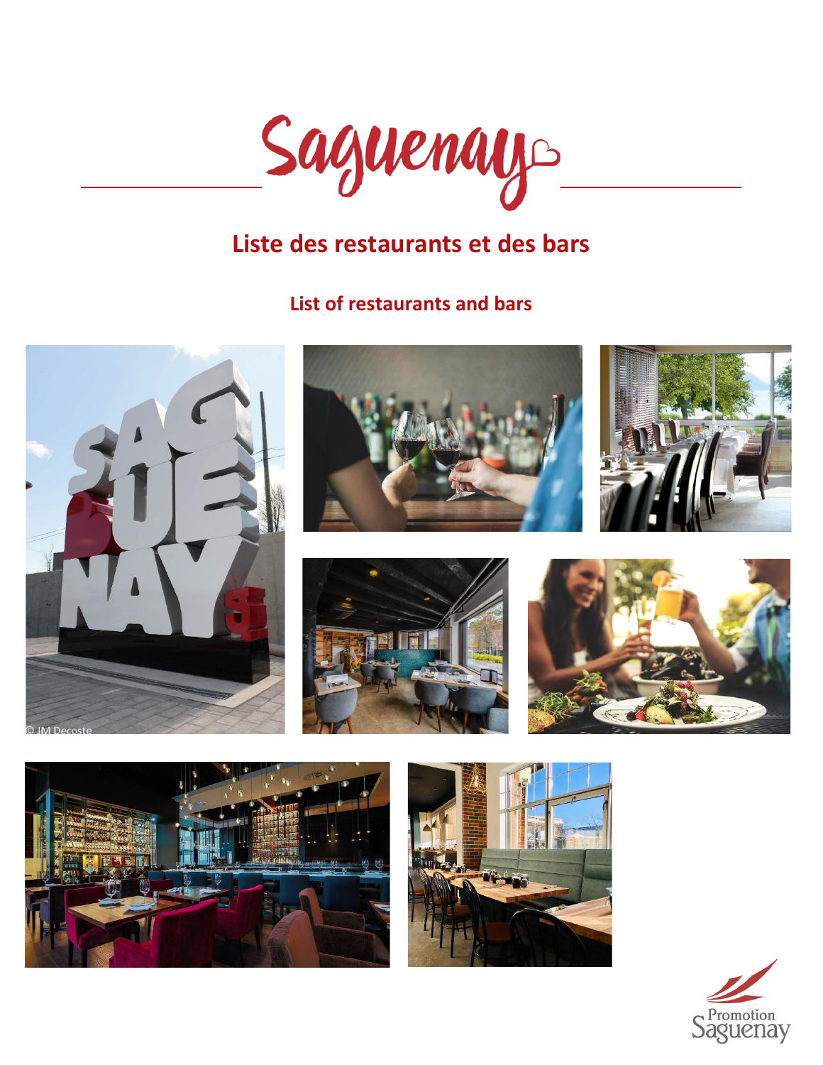# Saguenay

## Liste des restaurants et des bars

### List of restaurants and bars

Promotion Saguenay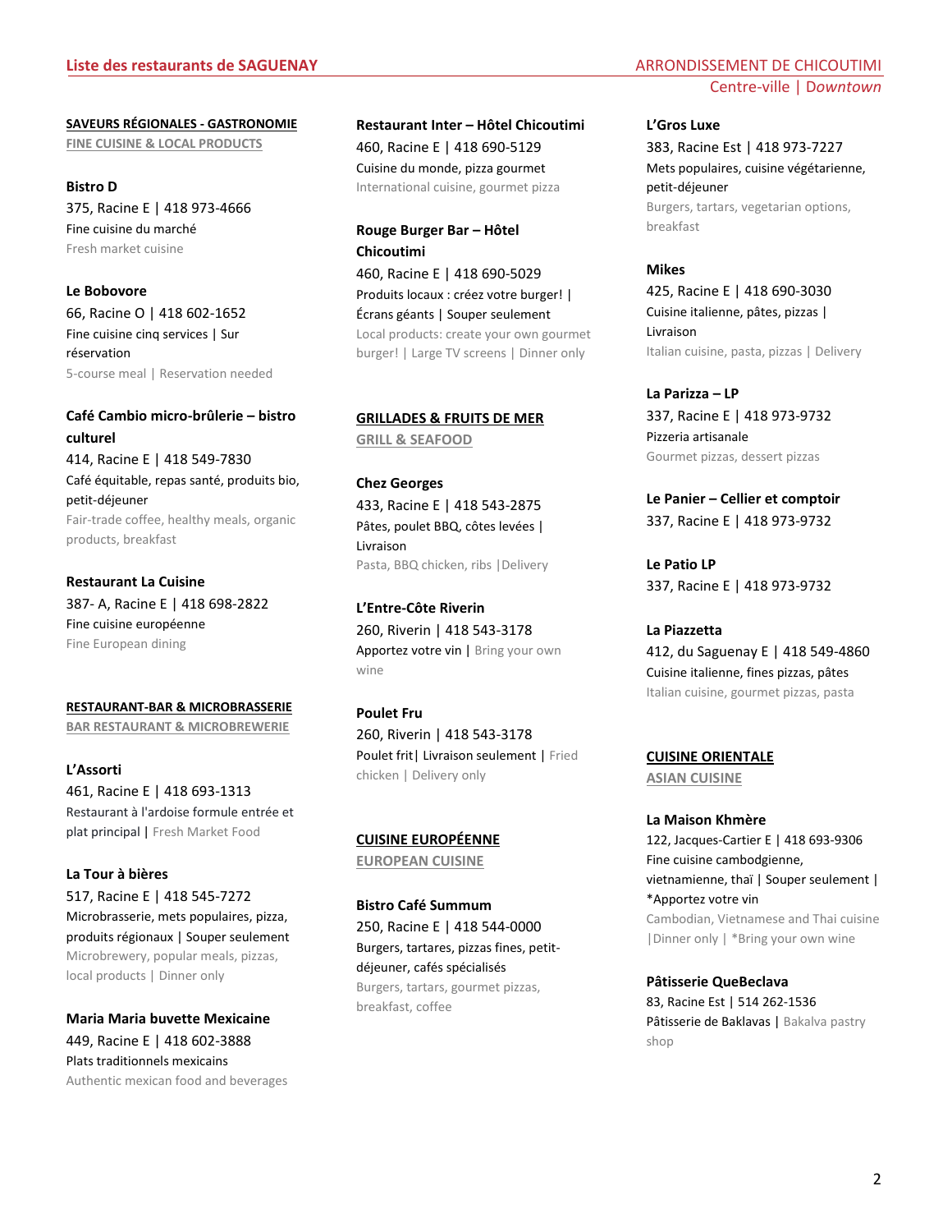# Liste des restaurants de SAGUENAY

## ARRONDISSEMENT DE CHICOUTIMI

### Centre-ville | *Downtown*

### SAVEURS RÉGIONALES - GASTRONOMIE
**FINE CUISINE & LOCAL PRODUCTS**

**Bistro D**
375, Racine E | 418 973-4666
Fine cuisine du marché
Fresh market cuisine

**Le Bobovore**
66, Racine O | 418 602-1652
Fine cuisine cinq services | Sur réservation
5-course meal | Reservation needed

**Café Cambio micro-brûlerie – bistro culturel**
414, Racine E | 418 549-7830
Café équitable, repas santé, produits bio, petit-déjeuner
Fair-trade coffee, healthy meals, organic products, breakfast

**Restaurant La Cuisine**
387- A, Racine E | 418 698-2822
Fine cuisine européenne
Fine European dining

### RESTAURANT-BAR & MICROBRASSERIE
**BAR RESTAURANT & MICROBREWERIE**

**L'Assorti**
461, Racine E | 418 693-1313
Restaurant à l'ardoise formule entrée et plat principal | Fresh Market Food

**La Tour à bières**
517, Racine E | 418 545-7272
Microbrasserie, mets populaires, pizza, produits régionaux | Souper seulement
Microbrewery, popular meals, pizzas, local products | Dinner only

**Maria Maria buvette Mexicaine**
449, Racine E | 418 602-3888
Plats traditionnels mexicains
Authentic mexican food and beverages

**Restaurant Inter – Hôtel Chicoutimi**
460, Racine E | 418 690-5129
Cuisine du monde, pizza gourmet
International cuisine, gourmet pizza

**Rouge Burger Bar – Hôtel Chicoutimi**
460, Racine E | 418 690-5029
Produits locaux : créez votre burger! | Écrans géants | Souper seulement
Local products: create your own gourmet burger! | Large TV screens | Dinner only

### GRILLADES & FRUITS DE MER
**GRILL & SEAFOOD**

**Chez Georges**
433, Racine E | 418 543-2875
Pâtes, poulet BBQ, côtes levées | Livraison
Pasta, BBQ chicken, ribs |Delivery

**L'Entre-Côte Riverin**
260, Riverin | 418 543-3178
Apportez votre vin | Bring your own wine

**Poulet Fru**
260, Riverin | 418 543-3178
Poulet frit| Livraison seulement | Fried chicken | Delivery only

### CUISINE EUROPÉENNE
**EUROPEAN CUISINE**

**Bistro Café Summum**
250, Racine E | 418 544-0000
Burgers, tartares, pizzas fines, petit-déjeuner, cafés spécialisés
Burgers, tartars, gourmet pizzas, breakfast, coffee

**L'Gros Luxe**
383, Racine Est | 418 973-7227
Mets populaires, cuisine végétarienne, petit-déjeuner
Burgers, tartars, vegetarian options, breakfast

**Mikes**
425, Racine E | 418 690-3030
Cuisine italienne, pâtes, pizzas | Livraison
Italian cuisine, pasta, pizzas | Delivery

**La Parizza – LP**
337, Racine E | 418 973-9732
Pizzeria artisanale
Gourmet pizzas, dessert pizzas

**Le Panier – Cellier et comptoir**
337, Racine E | 418 973-9732

**Le Patio LP**
337, Racine E | 418 973-9732

**La Piazzetta**
412, du Saguenay E | 418 549-4860
Cuisine italienne, fines pizzas, pâtes
Italian cuisine, gourmet pizzas, pasta

### CUISINE ORIENTALE
**ASIAN CUISINE**

**La Maison Khmère**
122, Jacques-Cartier E | 418 693-9306
Fine cuisine cambodgienne, vietnamienne, thaï | Souper seulement | *Apportez votre vin
Cambodian, Vietnamese and Thai cuisine |Dinner only | *Bring your own wine

**Pâtisserie QueBeclava**
83, Racine Est | 514 262-1536
Pâtisserie de Baklavas | Bakalva pastry shop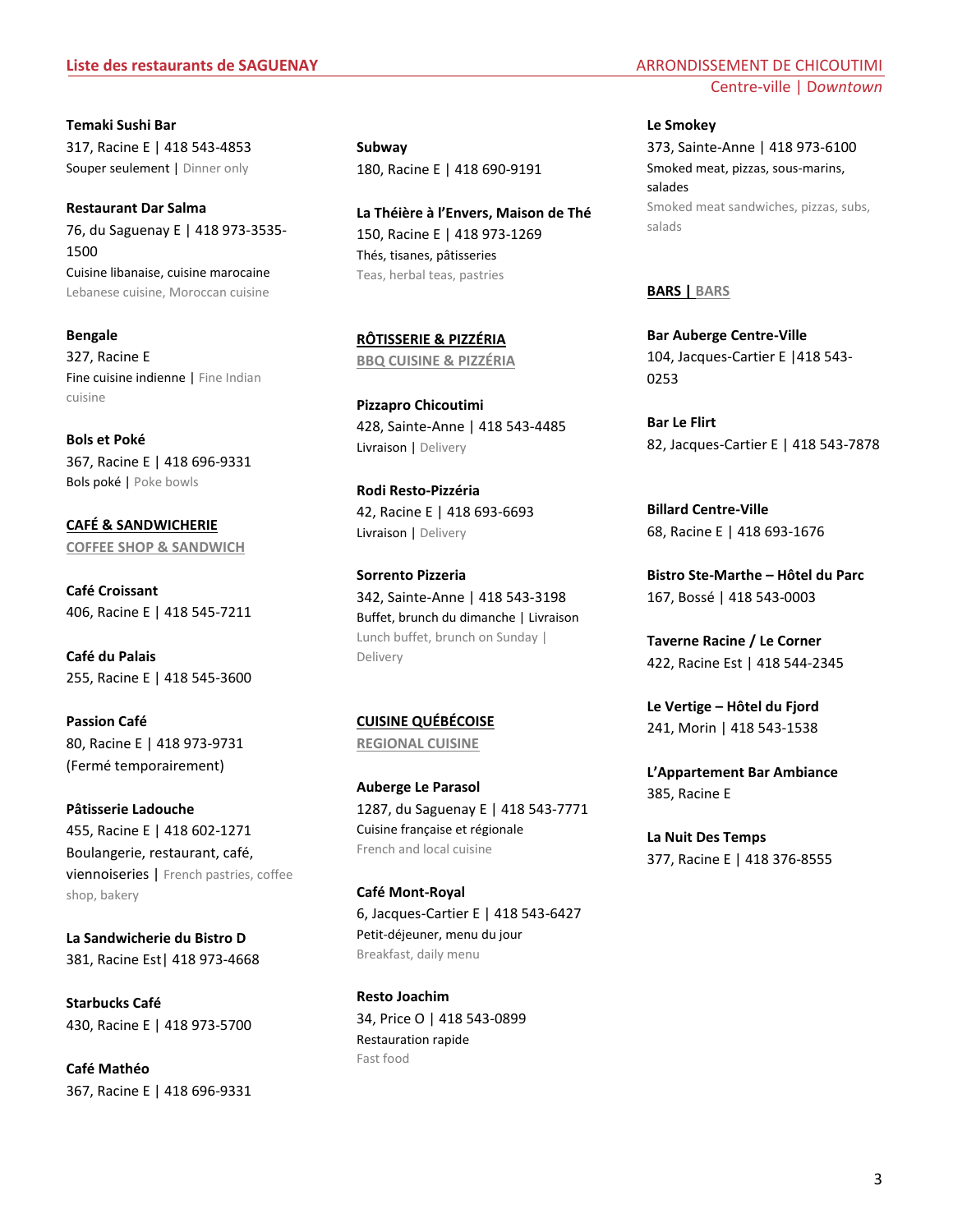**Liste des restaurants de SAGUENAY**

## ARRONDISSEMENT DE CHICOUTIMI

### Centre-ville | *Downtown*

**Temaki Sushi Bar**
317, Racine E | 418 543-4853
Souper seulement | Dinner only

**Restaurant Dar Salma**
76, du Saguenay E | 418 973-3535-1500
Cuisine libanaise, cuisine marocaine
Lebanese cuisine, Moroccan cuisine

**Bengale**
327, Racine E
Fine cuisine indienne | Fine Indian cuisine

**Bols et Poké**
367, Racine E | 418 696-9331
Bols poké | Poke bowls

#### CAFÉ & SANDWICHERIE
#### COFFEE SHOP & SANDWICH

**Café Croissant**
406, Racine E | 418 545-7211

**Café du Palais**
255, Racine E | 418 545-3600

**Passion Café**
80, Racine E | 418 973-9731
(Fermé temporairement)

**Pâtisserie Ladouche**
455, Racine E | 418 602-1271
Boulangerie, restaurant, café, viennoiseries | French pastries, coffee shop, bakery

**La Sandwicherie du Bistro D**
381, Racine Est| 418 973-4668

**Starbucks Café**
430, Racine E | 418 973-5700

**Café Mathéo**
367, Racine E | 418 696-9331

**Subway**
180, Racine E | 418 690-9191

**La Théière à l'Envers, Maison de Thé**
150, Racine E | 418 973-1269
Thés, tisanes, pâtisseries
Teas, herbal teas, pastries

#### RÔTISSERIE & PIZZÉRIA
#### BBQ CUISINE & PIZZÉRIA

**Pizzapro Chicoutimi**
428, Sainte-Anne | 418 543-4485
Livraison | Delivery

**Rodi Resto-Pizzéria**
42, Racine E | 418 693-6693
Livraison | Delivery

**Sorrento Pizzeria**
342, Sainte-Anne | 418 543-3198
Buffet, brunch du dimanche | Livraison
Lunch buffet, brunch on Sunday | Delivery

#### CUISINE QUÉBÉCOISE
#### REGIONAL CUISINE

**Auberge Le Parasol**
1287, du Saguenay E | 418 543-7771
Cuisine française et régionale
French and local cuisine

**Café Mont-Royal**
6, Jacques-Cartier E | 418 543-6427
Petit-déjeuner, menu du jour
Breakfast, daily menu

**Resto Joachim**
34, Price O | 418 543-0899
Restauration rapide
Fast food

**Le Smokey**
373, Sainte-Anne | 418 973-6100
Smoked meat, pizzas, sous-marins, salades
Smoked meat sandwiches, pizzas, subs, salads

#### BARS | BARS

**Bar Auberge Centre-Ville**
104, Jacques-Cartier E |418 543-0253

**Bar Le Flirt**
82, Jacques-Cartier E | 418 543-7878

**Billard Centre-Ville**
68, Racine E | 418 693-1676

**Bistro Ste-Marthe – Hôtel du Parc**
167, Bossé | 418 543-0003

**Taverne Racine / Le Corner**
422, Racine Est | 418 544-2345

**Le Vertige – Hôtel du Fjord**
241, Morin | 418 543-1538

**L'Appartement Bar Ambiance**
385, Racine E

**La Nuit Des Temps**
377, Racine E | 418 376-8555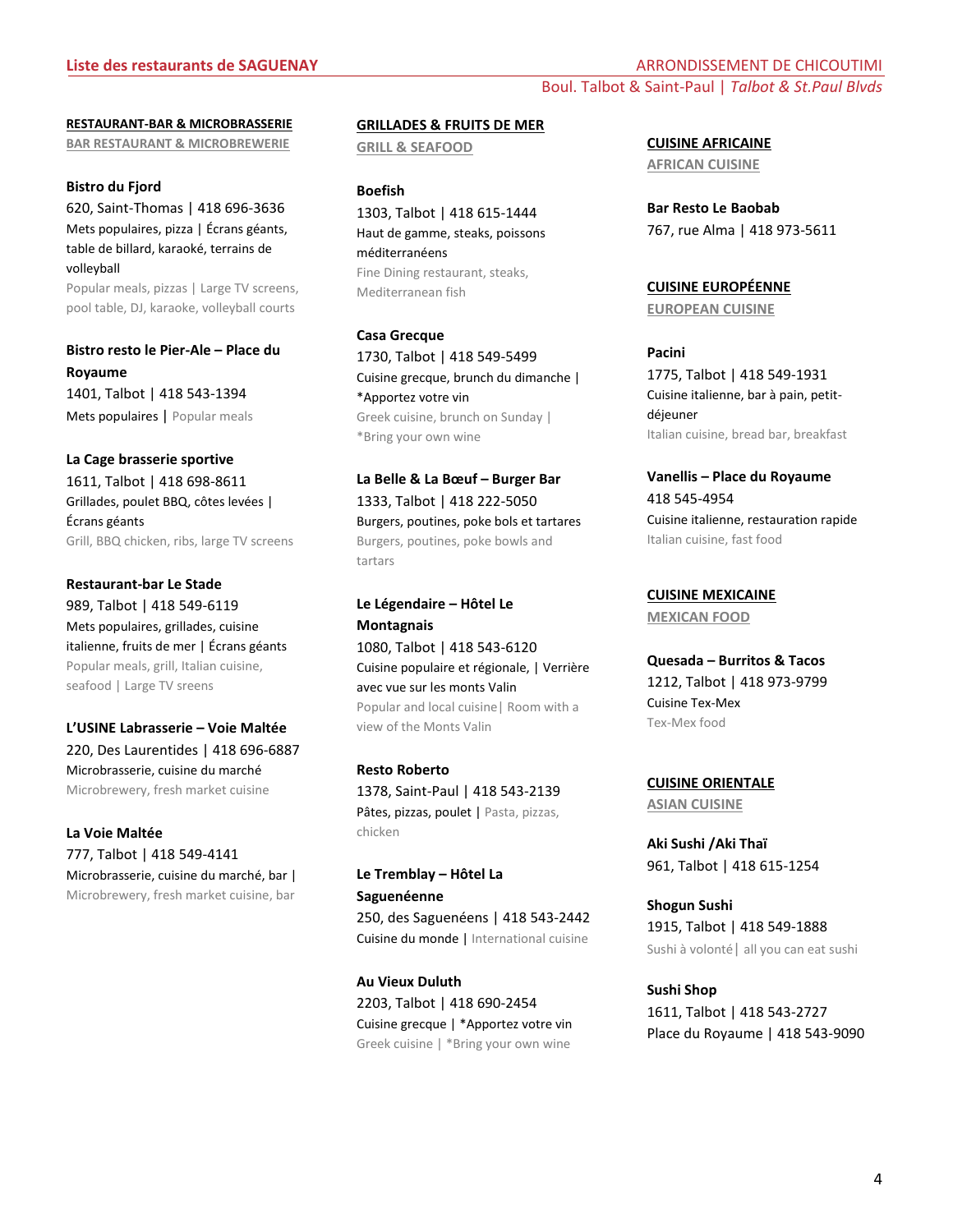# Liste des restaurants de SAGUENAY

## ARRONDISSEMENT DE CHICOUTIMI

Boul. Talbot & Saint-Paul | *Talbot & St.Paul Blvds*

### RESTAURANT-BAR & MICROBRASSERIE
BAR RESTAURANT & MICROBREWERIE

**Bistro du Fjord**
620, Saint-Thomas | 418 696-3636
Mets populaires, pizza | Écrans géants, table de billard, karaoké, terrains de volleyball
Popular meals, pizzas | Large TV screens, pool table, DJ, karaoke, volleyball courts

**Bistro resto le Pier-Ale – Place du Royaume**
1401, Talbot | 418 543-1394
Mets populaires | Popular meals

**La Cage brasserie sportive**
1611, Talbot | 418 698-8611
Grillades, poulet BBQ, côtes levées | Écrans géants
Grill, BBQ chicken, ribs, large TV screens

**Restaurant-bar Le Stade**
989, Talbot | 418 549-6119
Mets populaires, grillades, cuisine italienne, fruits de mer | Écrans géants
Popular meals, grill, Italian cuisine, seafood | Large TV sreens

**L'USINE Labrasserie – Voie Maltée**
220, Des Laurentides | 418 696-6887
Microbrasserie, cuisine du marché
Microbrewery, fresh market cuisine

**La Voie Maltée**
777, Talbot | 418 549-4141
Microbrasserie, cuisine du marché, bar |
Microbrewery, fresh market cuisine, bar

### GRILLADES & FRUITS DE MER
GRILL & SEAFOOD

**Boefish**
1303, Talbot | 418 615-1444
Haut de gamme, steaks, poissons méditerranéens
Fine Dining restaurant, steaks, Mediterranean fish

**Casa Grecque**
1730, Talbot | 418 549-5499
Cuisine grecque, brunch du dimanche | *Apportez votre vin
Greek cuisine, brunch on Sunday | *Bring your own wine

**La Belle & La Bœuf – Burger Bar**
1333, Talbot | 418 222-5050
Burgers, poutines, poke bols et tartares
Burgers, poutines, poke bowls and tartars

**Le Légendaire – Hôtel Le Montagnais**
1080, Talbot | 418 543-6120
Cuisine populaire et régionale, | Verrière avec vue sur les monts Valin
Popular and local cuisine| Room with a view of the Monts Valin

**Resto Roberto**
1378, Saint-Paul | 418 543-2139
Pâtes, pizzas, poulet | Pasta, pizzas, chicken

**Le Tremblay – Hôtel La Saguenéenne**
250, des Saguenéens | 418 543-2442
Cuisine du monde | International cuisine

**Au Vieux Duluth**
2203, Talbot | 418 690-2454
Cuisine grecque | *Apportez votre vin
Greek cuisine | *Bring your own wine

### CUISINE AFRICAINE
AFRICAN CUISINE

**Bar Resto Le Baobab**
767, rue Alma | 418 973-5611

### CUISINE EUROPÉENNE
EUROPEAN CUISINE

**Pacini**
1775, Talbot | 418 549-1931
Cuisine italienne, bar à pain, petit-déjeuner
Italian cuisine, bread bar, breakfast

**Vanellis – Place du Royaume**
418 545-4954
Cuisine italienne, restauration rapide
Italian cuisine, fast food

### CUISINE MEXICAINE
MEXICAN FOOD

**Quesada – Burritos & Tacos**
1212, Talbot | 418 973-9799
Cuisine Tex-Mex
Tex-Mex food

### CUISINE ORIENTALE
ASIAN CUISINE

**Aki Sushi /Aki Thaï**
961, Talbot | 418 615-1254

**Shogun Sushi**
1915, Talbot | 418 549-1888
Sushi à volonté| all you can eat sushi

**Sushi Shop**
1611, Talbot | 418 543-2727
Place du Royaume | 418 543-9090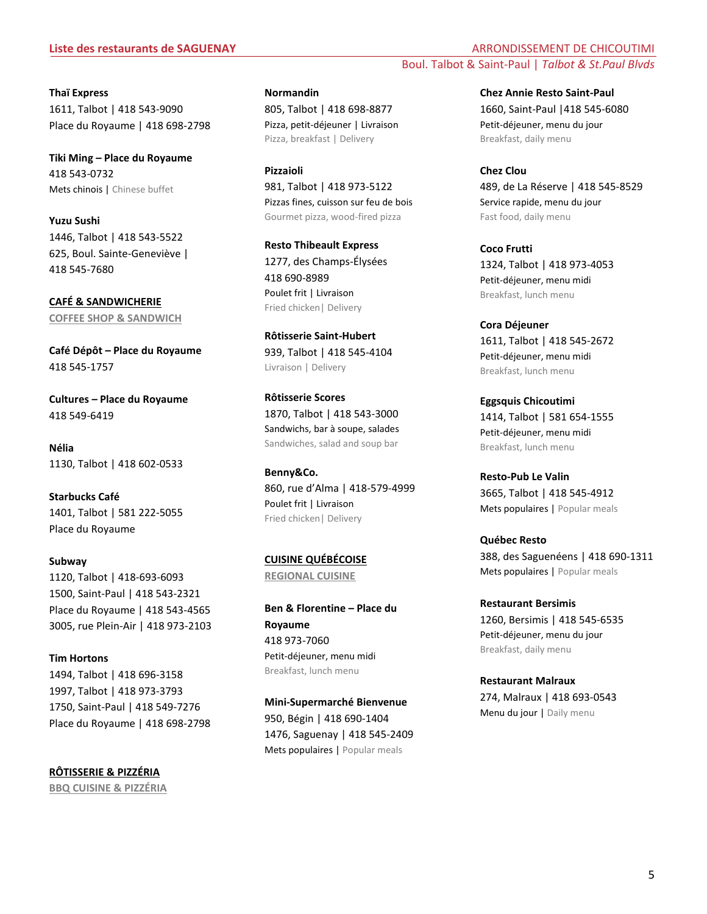## ARRONDISSEMENT DE CHICOUTIMI

### Boul. Talbot & Saint-Paul | *Talbot & St.Paul Blvds*

**Thaï Express**
1611, Talbot | 418 543-9090
Place du Royaume | 418 698-2798

**Tiki Ming – Place du Royaume**
418 543-0732
Mets chinois | Chinese buffet

**Yuzu Sushi**
1446, Talbot | 418 543-5522
625, Boul. Sainte-Geneviève | 418 545-7680

**CAFÉ & SANDWICHERIE**
**COFFEE SHOP & SANDWICH**

**Café Dépôt – Place du Royaume**
418 545-1757

**Cultures – Place du Royaume**
418 549-6419

**Nélia**
1130, Talbot | 418 602-0533

**Starbucks Café**
1401, Talbot | 581 222-5055
Place du Royaume

**Subway**
1120, Talbot | 418-693-6093
1500, Saint-Paul | 418 543-2321
Place du Royaume | 418 543-4565
3005, rue Plein-Air | 418 973-2103

**Tim Hortons**
1494, Talbot | 418 696-3158
1997, Talbot | 418 973-3793
1750, Saint-Paul | 418 549-7276
Place du Royaume | 418 698-2798

**RÔTISSERIE & PIZZÉRIA**
**BBQ CUISINE & PIZZÉRIA**

**Normandin**
805, Talbot | 418 698-8877
Pizza, petit-déjeuner | Livraison
Pizza, breakfast | Delivery

**Pizzaioli**
981, Talbot | 418 973-5122
Pizzas fines, cuisson sur feu de bois
Gourmet pizza, wood-fired pizza

**Resto Thibeault Express**
1277, des Champs-Élysées
418 690-8989
Poulet frit | Livraison
Fried chicken| Delivery

**Rôtisserie Saint-Hubert**
939, Talbot | 418 545-4104
Livraison | Delivery

**Rôtisserie Scores**
1870, Talbot | 418 543-3000
Sandwichs, bar à soupe, salades
Sandwiches, salad and soup bar

**Benny&Co.**
860, rue d'Alma | 418-579-4999
Poulet frit | Livraison
Fried chicken| Delivery

**CUISINE QUÉBÉCOISE**
**REGIONAL CUISINE**

**Ben & Florentine – Place du Royaume**
418 973-7060
Petit-déjeuner, menu midi
Breakfast, lunch menu

**Mini-Supermarché Bienvenue**
950, Bégin | 418 690-1404
1476, Saguenay | 418 545-2409
Mets populaires | Popular meals

**Chez Annie Resto Saint-Paul**
1660, Saint-Paul |418 545-6080
Petit-déjeuner, menu du jour
Breakfast, daily menu

**Chez Clou**
489, de La Réserve | 418 545-8529
Service rapide, menu du jour
Fast food, daily menu

**Coco Frutti**
1324, Talbot | 418 973-4053
Petit-déjeuner, menu midi
Breakfast, lunch menu

**Cora Déjeuner**
1611, Talbot | 418 545-2672
Petit-déjeuner, menu midi
Breakfast, lunch menu

**Eggsquis Chicoutimi**
1414, Talbot | 581 654-1555
Petit-déjeuner, menu midi
Breakfast, lunch menu

**Resto-Pub Le Valin**
3665, Talbot | 418 545-4912
Mets populaires | Popular meals

**Québec Resto**
388, des Saguenéens | 418 690-1311
Mets populaires | Popular meals

**Restaurant Bersimis**
1260, Bersimis | 418 545-6535
Petit-déjeuner, menu du jour
Breakfast, daily menu

**Restaurant Malraux**
274, Malraux | 418 693-0543
Menu du jour | Daily menu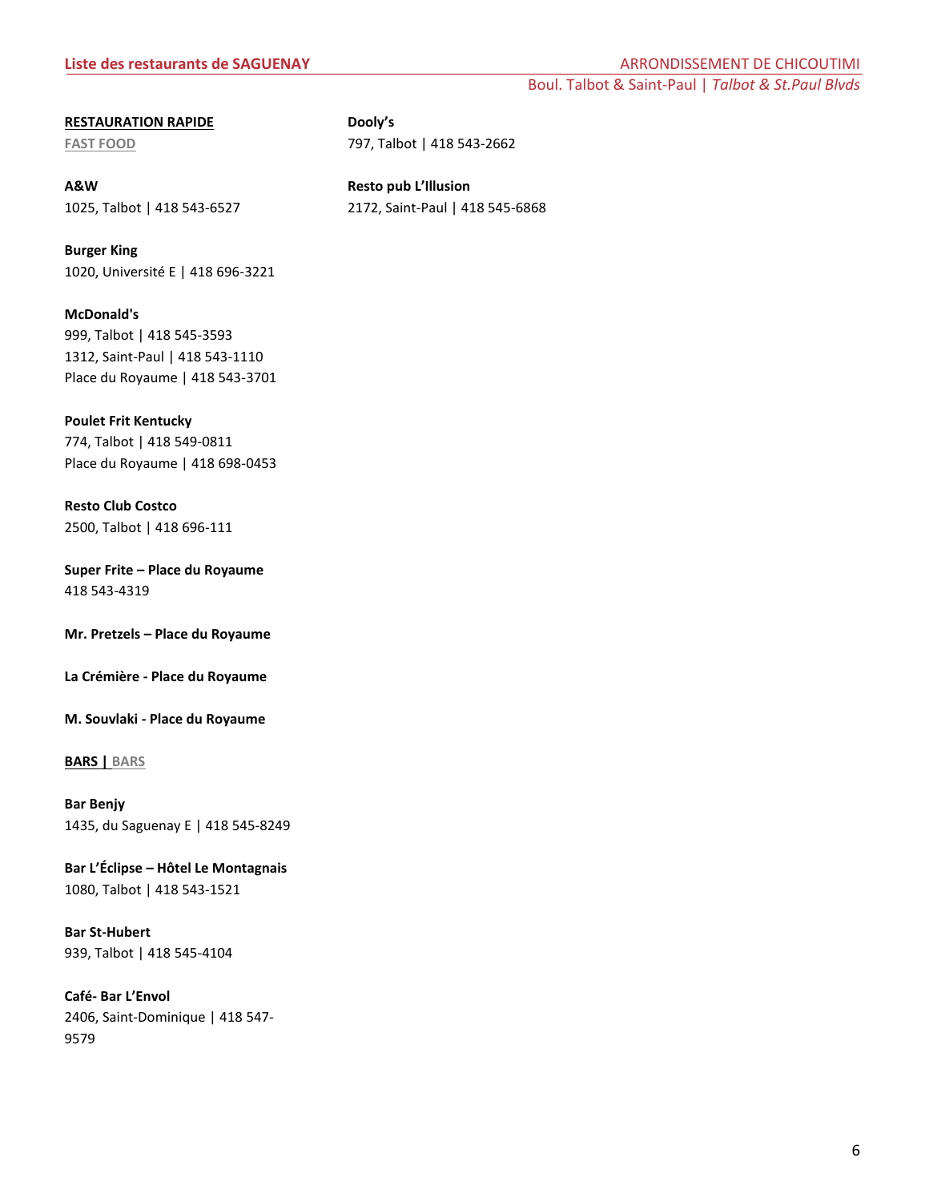**RESTAURATION RAPIDE**
FAST FOOD

**A&W**
1025, Talbot | 418 543-6527

**Burger King**
1020, Université E | 418 696-3221

**McDonald's**
999, Talbot | 418 545-3593
1312, Saint-Paul | 418 543-1110
Place du Royaume | 418 543-3701

**Poulet Frit Kentucky**
774, Talbot | 418 549-0811
Place du Royaume | 418 698-0453

**Resto Club Costco**
2500, Talbot | 418 696-111

**Super Frite – Place du Royaume**
418 543-4319

**Mr. Pretzels – Place du Royaume**

**La Crémière - Place du Royaume**

**M. Souvlaki - Place du Royaume**

**BARS | BARS**

**Bar Benjy**
1435, du Saguenay E | 418 545-8249

**Bar L'Éclipse – Hôtel Le Montagnais**
1080, Talbot | 418 543-1521

**Bar St-Hubert**
939, Talbot | 418 545-4104

**Café- Bar L'Envol**
2406, Saint-Dominique | 418 547-9579

**Dooly's**
797, Talbot | 418 543-2662

**Resto pub L'Illusion**
2172, Saint-Paul | 418 545-6868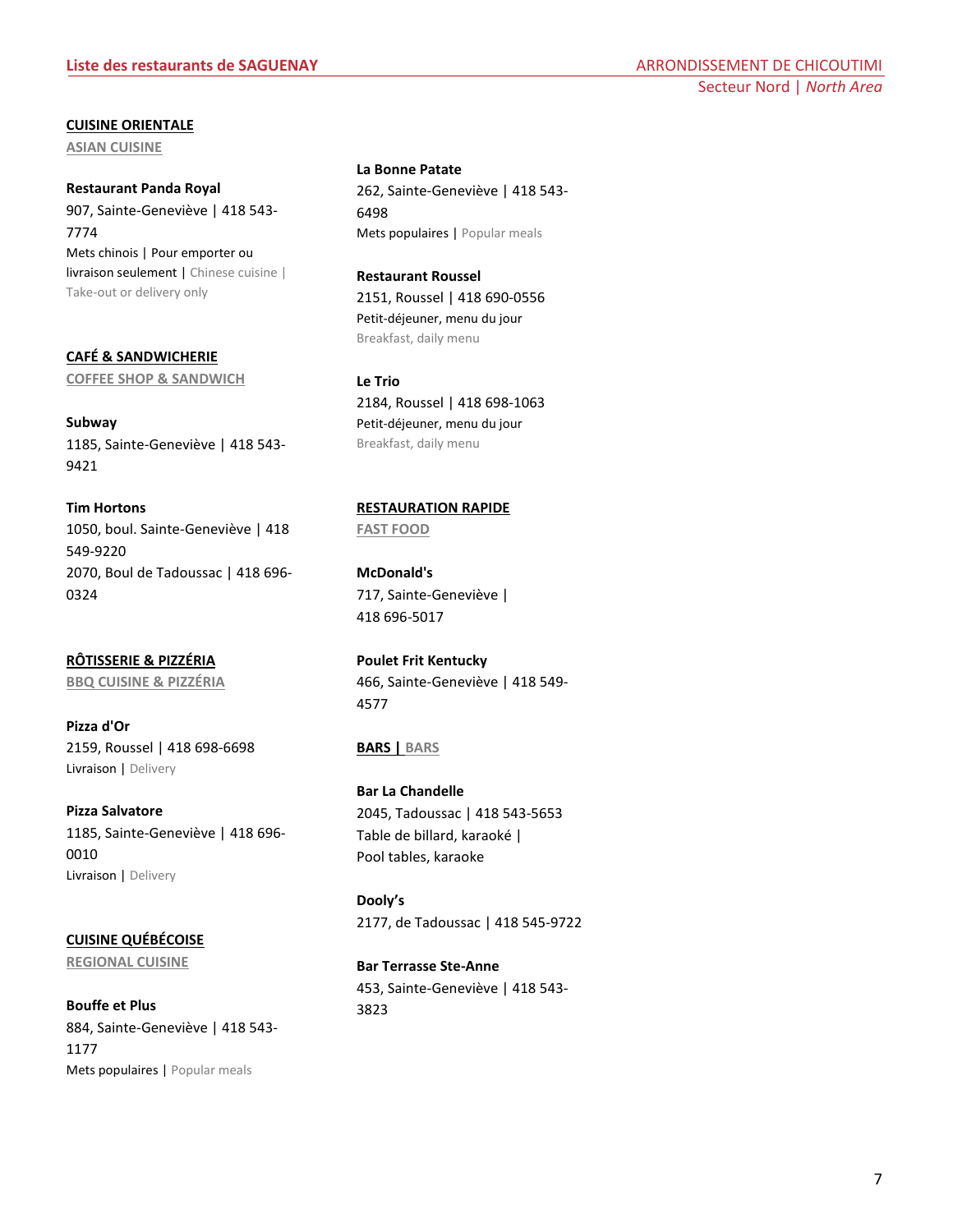## CUISINE ORIENTALE

ASIAN CUISINE

**Restaurant Panda Royal**
907, Sainte-Geneviève | 418 543-7774
Mets chinois | Pour emporter ou livraison seulement | Chinese cuisine | Take-out or delivery only

## CAFÉ & SANDWICHERIE

COFFEE SHOP & SANDWICH

**Subway**
1185, Sainte-Geneviève | 418 543-9421

**Tim Hortons**
1050, boul. Sainte-Geneviève | 418 549-9220
2070, Boul de Tadoussac | 418 696-0324

## RÔTISSERIE & PIZZÉRIA

BBQ CUISINE & PIZZÉRIA

**Pizza d'Or**
2159, Roussel | 418 698-6698
Livraison | Delivery

**Pizza Salvatore**
1185, Sainte-Geneviève | 418 696-0010
Livraison | Delivery

## CUISINE QUÉBÉCOISE

REGIONAL CUISINE

**Bouffe et Plus**
884, Sainte-Geneviève | 418 543-1177
Mets populaires | Popular meals

**La Bonne Patate**
262, Sainte-Geneviève | 418 543-6498
Mets populaires | Popular meals

**Restaurant Roussel**
2151, Roussel | 418 690-0556
Petit-déjeuner, menu du jour
Breakfast, daily menu

**Le Trio**
2184, Roussel | 418 698-1063
Petit-déjeuner, menu du jour
Breakfast, daily menu

## RESTAURATION RAPIDE

FAST FOOD

**McDonald's**
717, Sainte-Geneviève | 418 696-5017

**Poulet Frit Kentucky**
466, Sainte-Geneviève | 418 549-4577

## BARS | BARS

**Bar La Chandelle**
2045, Tadoussac | 418 543-5653
Table de billard, karaoké | Pool tables, karaoke

**Dooly's**
2177, de Tadoussac | 418 545-9722

**Bar Terrasse Ste-Anne**
453, Sainte-Geneviève | 418 543-3823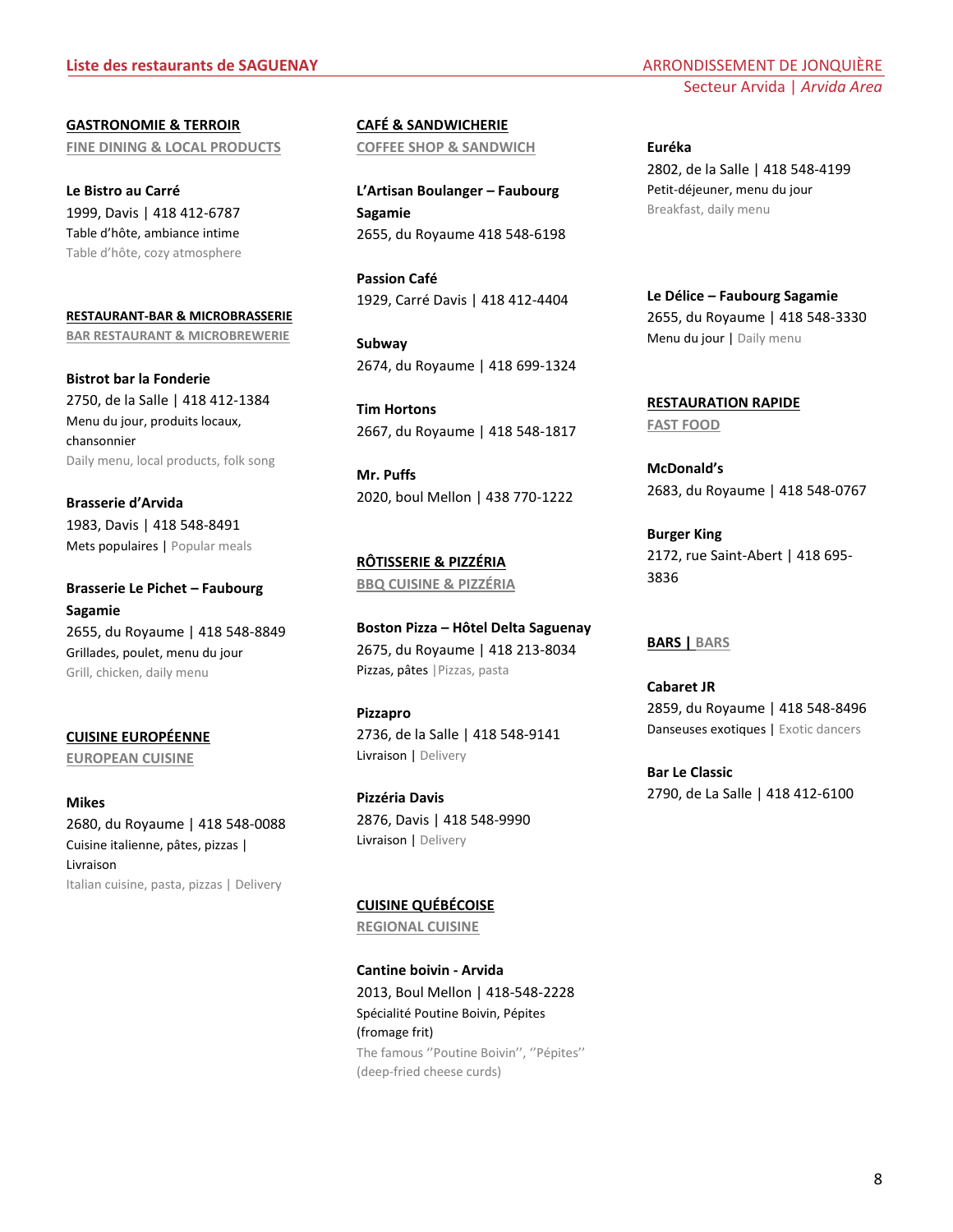## ARRONDISSEMENT DE JONQUIÈRE

Secteur Arvida | *Arvida Area*

### GASTRONOMIE & TERROIR
### FINE DINING & LOCAL PRODUCTS

**Le Bistro au Carré**
1999, Davis | 418 412-6787
Table d'hôte, ambiance intime
Table d'hôte, cozy atmosphere

### RESTAURANT-BAR & MICROBRASSERIE
### BAR RESTAURANT & MICROBREWERIE

**Bistrot bar la Fonderie**
2750, de la Salle | 418 412-1384
Menu du jour, produits locaux, chansonnier
Daily menu, local products, folk song

**Brasserie d'Arvida**
1983, Davis | 418 548-8491
Mets populaires | Popular meals

**Brasserie Le Pichet – Faubourg Sagamie**
2655, du Royaume | 418 548-8849
Grillades, poulet, menu du jour
Grill, chicken, daily menu

### CUISINE EUROPÉENNE
### EUROPEAN CUISINE

**Mikes**
2680, du Royaume | 418 548-0088
Cuisine italienne, pâtes, pizzas | Livraison
Italian cuisine, pasta, pizzas | Delivery

### CAFÉ & SANDWICHERIE
### COFFEE SHOP & SANDWICH

**L'Artisan Boulanger – Faubourg Sagamie**
2655, du Royaume 418 548-6198

**Passion Café**
1929, Carré Davis | 418 412-4404

**Subway**
2674, du Royaume | 418 699-1324

**Tim Hortons**
2667, du Royaume | 418 548-1817

**Mr. Puffs**
2020, boul Mellon | 438 770-1222

**Euréka**
2802, de la Salle | 418 548-4199
Petit-déjeuner, menu du jour
Breakfast, daily menu

**Le Délice – Faubourg Sagamie**
2655, du Royaume | 418 548-3330
Menu du jour | Daily menu

### RÔTISSERIE & PIZZÉRIA
### BBQ CUISINE & PIZZÉRIA

**Boston Pizza – Hôtel Delta Saguenay**
2675, du Royaume | 418 213-8034
Pizzas, pâtes |Pizzas, pasta

**Pizzapro**
2736, de la Salle | 418 548-9141
Livraison | Delivery

**Pizzéria Davis**
2876, Davis | 418 548-9990
Livraison | Delivery

### CUISINE QUÉBÉCOISE
### REGIONAL CUISINE

**Cantine boivin - Arvida**
2013, Boul Mellon | 418-548-2228
Spécialité Poutine Boivin, Pépites (fromage frit)
The famous ''Poutine Boivin'', ''Pépites'' (deep-fried cheese curds)

### RESTAURATION RAPIDE
### FAST FOOD

**McDonald's**
2683, du Royaume | 418 548-0767

**Burger King**
2172, rue Saint-Abert | 418 695-3836

### BARS | BARS

**Cabaret JR**
2859, du Royaume | 418 548-8496
Danseuses exotiques | Exotic dancers

**Bar Le Classic**
2790, de La Salle | 418 412-6100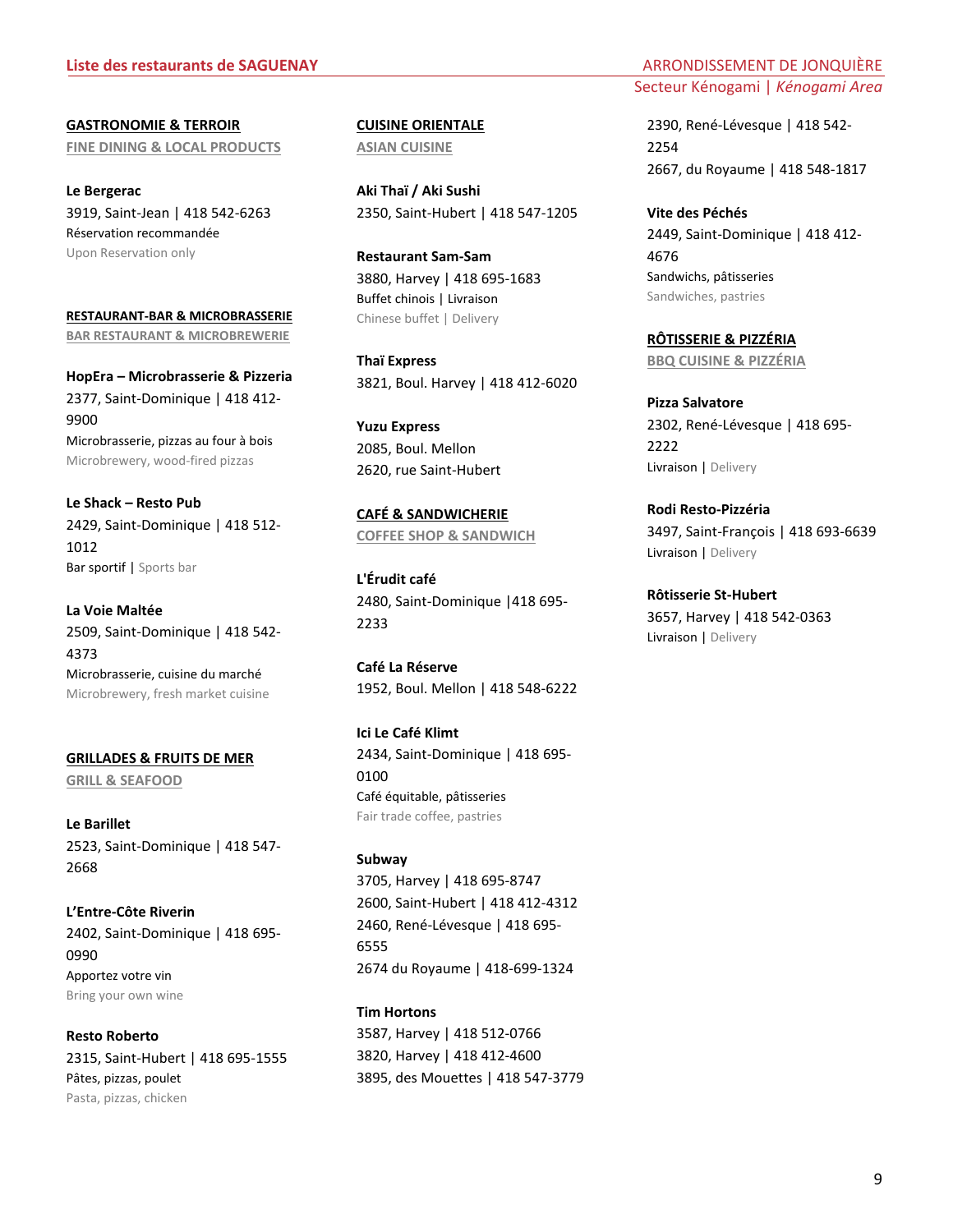# ARRONDISSEMENT DE JONQUIÈRE

## Secteur Kénogami | *Kénogami Area*

### GASTRONOMIE & TERROIR
### FINE DINING & LOCAL PRODUCTS

**Le Bergerac**
3919, Saint-Jean | 418 542-6263
Réservation recommandée
Upon Reservation only

### RESTAURANT-BAR & MICROBRASSERIE
### BAR RESTAURANT & MICROBREWERIE

**HopEra – Microbrasserie & Pizzeria**
2377, Saint-Dominique | 418 412-9900
Microbrasserie, pizzas au four à bois
Microbrewery, wood-fired pizzas

**Le Shack – Resto Pub**
2429, Saint-Dominique | 418 512-1012
Bar sportif | Sports bar

**La Voie Maltée**
2509, Saint-Dominique | 418 542-4373
Microbrasserie, cuisine du marché
Microbrewery, fresh market cuisine

### GRILLADES & FRUITS DE MER
### GRILL & SEAFOOD

**Le Barillet**
2523, Saint-Dominique | 418 547-2668

**L'Entre-Côte Riverin**
2402, Saint-Dominique | 418 695-0990
Apportez votre vin
Bring your own wine

**Resto Roberto**
2315, Saint-Hubert | 418 695-1555
Pâtes, pizzas, poulet
Pasta, pizzas, chicken

### CUISINE ORIENTALE
### ASIAN CUISINE

**Aki Thaï / Aki Sushi**
2350, Saint-Hubert | 418 547-1205

**Restaurant Sam-Sam**
3880, Harvey | 418 695-1683
Buffet chinois | Livraison
Chinese buffet | Delivery

**Thaï Express**
3821, Boul. Harvey | 418 412-6020

**Yuzu Express**
2085, Boul. Mellon
2620, rue Saint-Hubert

### CAFÉ & SANDWICHERIE
### COFFEE SHOP & SANDWICH

**L'Érudit café**
2480, Saint-Dominique |418 695-2233

**Café La Réserve**
1952, Boul. Mellon | 418 548-6222

**Ici Le Café Klimt**
2434, Saint-Dominique | 418 695-0100
Café équitable, pâtisseries
Fair trade coffee, pastries

**Subway**
3705, Harvey | 418 695-8747
2600, Saint-Hubert | 418 412-4312
2460, René-Lévesque | 418 695-6555
2674 du Royaume | 418-699-1324

**Tim Hortons**
3587, Harvey | 418 512-0766
3820, Harvey | 418 412-4600
3895, des Mouettes | 418 547-3779
2390, René-Lévesque | 418 542-2254
2667, du Royaume | 418 548-1817

**Vite des Péchés**
2449, Saint-Dominique | 418 412-4676
Sandwichs, pâtisseries
Sandwiches, pastries

### RÔTISSERIE & PIZZÉRIA
### BBQ CUISINE & PIZZÉRIA

**Pizza Salvatore**
2302, René-Lévesque | 418 695-2222
Livraison | Delivery

**Rodi Resto-Pizzéria**
3497, Saint-François | 418 693-6639
Livraison | Delivery

**Rôtisserie St-Hubert**
3657, Harvey | 418 542-0363
Livraison | Delivery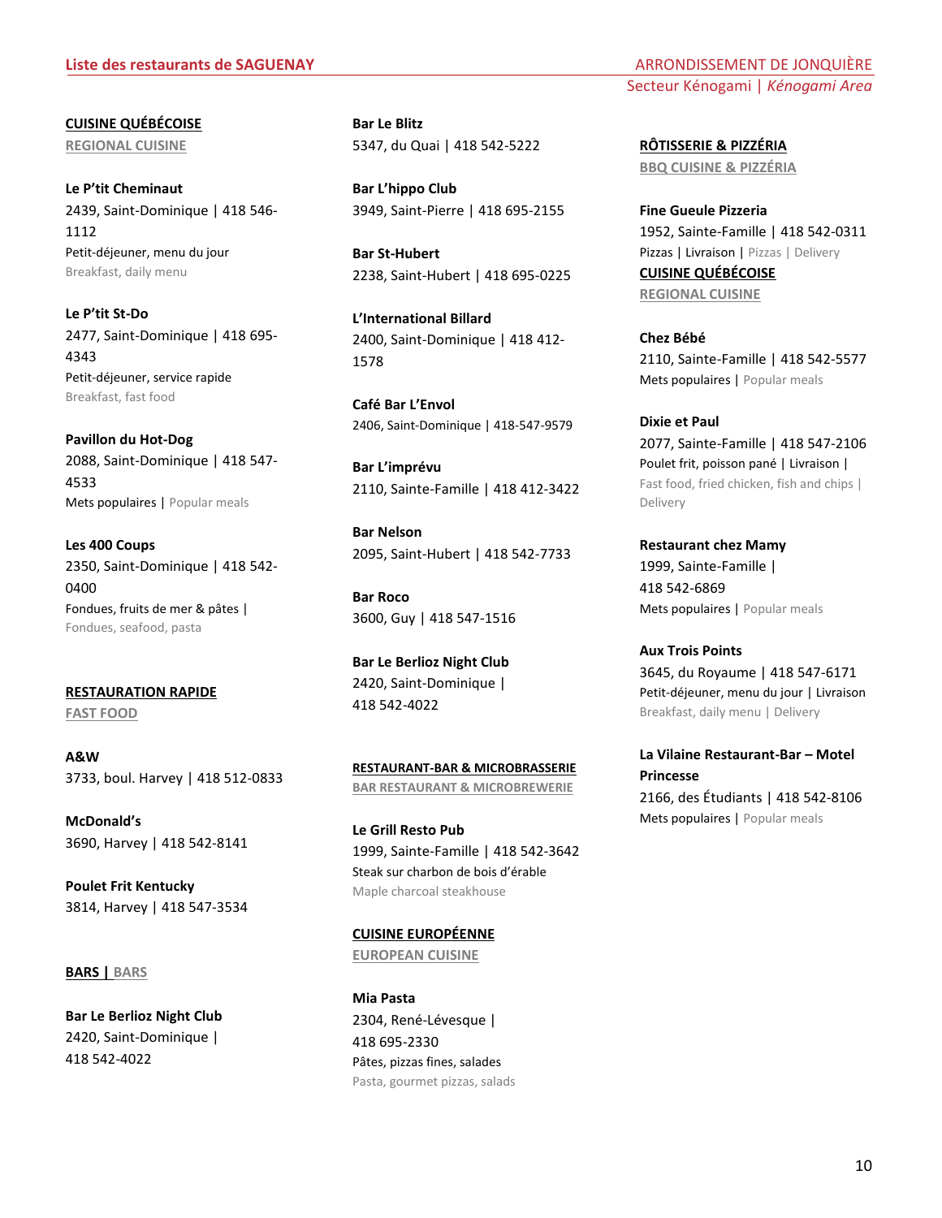## ARRONDISSEMENT DE JONQUIÈRE

Secteur Kénogami | *Kénogami Area*

### CUISINE QUÉBÉCOISE
REGIONAL CUISINE

**Le P'tit Cheminaut**
2439, Saint-Dominique | 418 546-1112
Petit-déjeuner, menu du jour
Breakfast, daily menu

**Le P'tit St-Do**
2477, Saint-Dominique | 418 695-4343
Petit-déjeuner, service rapide
Breakfast, fast food

**Pavillon du Hot-Dog**
2088, Saint-Dominique | 418 547-4533
Mets populaires | Popular meals

**Les 400 Coups**
2350, Saint-Dominique | 418 542-0400
Fondues, fruits de mer & pâtes | Fondues, seafood, pasta

### RESTAURATION RAPIDE
FAST FOOD

**A&W**
3733, boul. Harvey | 418 512-0833

**McDonald's**
3690, Harvey | 418 542-8141

**Poulet Frit Kentucky**
3814, Harvey | 418 547-3534

### BARS | BARS

**Bar Le Berlioz Night Club**
2420, Saint-Dominique | 418 542-4022

**Bar Le Blitz**
5347, du Quai | 418 542-5222

**Bar L'hippo Club**
3949, Saint-Pierre | 418 695-2155

**Bar St-Hubert**
2238, Saint-Hubert | 418 695-0225

**L'International Billard**
2400, Saint-Dominique | 418 412-1578

**Café Bar L'Envol**
2406, Saint-Dominique | 418-547-9579

**Bar L'imprévu**
2110, Sainte-Famille | 418 412-3422

**Bar Nelson**
2095, Saint-Hubert | 418 542-7733

**Bar Roco**
3600, Guy | 418 547-1516

**Bar Le Berlioz Night Club**
2420, Saint-Dominique | 418 542-4022

### RESTAURANT-BAR & MICROBRASSERIE
BAR RESTAURANT & MICROBREWERIE

**Le Grill Resto Pub**
1999, Sainte-Famille | 418 542-3642
Steak sur charbon de bois d'érable
Maple charcoal steakhouse

### CUISINE EUROPÉENNE
EUROPEAN CUISINE

**Mia Pasta**
2304, René-Lévesque | 418 695-2330
Pâtes, pizzas fines, salades
Pasta, gourmet pizzas, salads

### RÔTISSERIE & PIZZÉRIA
BBQ CUISINE & PIZZÉRIA

**Fine Gueule Pizzeria**
1952, Sainte-Famille | 418 542-0311
Pizzas | Livraison | Pizzas | Delivery

### CUISINE QUÉBÉCOISE
REGIONAL CUISINE

**Chez Bébé**
2110, Sainte-Famille | 418 542-5577
Mets populaires | Popular meals

**Dixie et Paul**
2077, Sainte-Famille | 418 547-2106
Poulet frit, poisson pané | Livraison | Fast food, fried chicken, fish and chips | Delivery

**Restaurant chez Mamy**
1999, Sainte-Famille | 418 542-6869
Mets populaires | Popular meals

**Aux Trois Points**
3645, du Royaume | 418 547-6171
Petit-déjeuner, menu du jour | Livraison
Breakfast, daily menu | Delivery

**La Vilaine Restaurant-Bar – Motel Princesse**
2166, des Étudiants | 418 542-8106
Mets populaires | Popular meals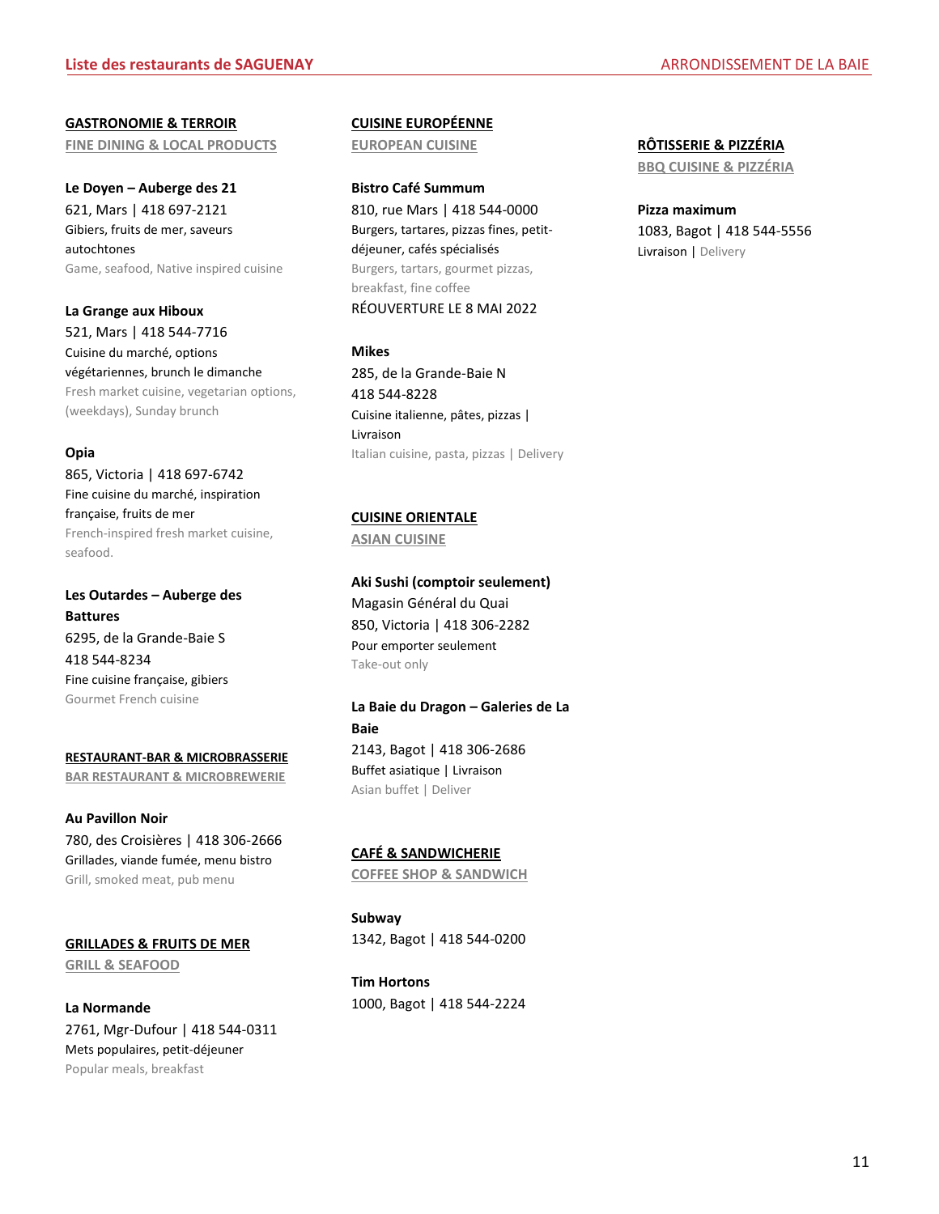## GASTRONOMIE & TERROIR

FINE DINING & LOCAL PRODUCTS

**Le Doyen – Auberge des 21**
621, Mars | 418 697-2121
Gibiers, fruits de mer, saveurs autochtones
Game, seafood, Native inspired cuisine

**La Grange aux Hiboux**
521, Mars | 418 544-7716
Cuisine du marché, options végétariennes, brunch le dimanche
Fresh market cuisine, vegetarian options, (weekdays), Sunday brunch

**Opia**
865, Victoria | 418 697-6742
Fine cuisine du marché, inspiration française, fruits de mer
French-inspired fresh market cuisine, seafood.

**Les Outardes – Auberge des Battures**
6295, de la Grande-Baie S
418 544-8234
Fine cuisine française, gibiers
Gourmet French cuisine

## RESTAURANT-BAR & MICROBRASSERIE

BAR RESTAURANT & MICROBREWERIE

**Au Pavillon Noir**
780, des Croisières | 418 306-2666
Grillades, viande fumée, menu bistro
Grill, smoked meat, pub menu

## GRILLADES & FRUITS DE MER

GRILL & SEAFOOD

**La Normande**
2761, Mgr-Dufour | 418 544-0311
Mets populaires, petit-déjeuner
Popular meals, breakfast

## CUISINE EUROPÉENNE

EUROPEAN CUISINE

**Bistro Café Summum**
810, rue Mars | 418 544-0000
Burgers, tartares, pizzas fines, petit-déjeuner, cafés spécialisés
Burgers, tartars, gourmet pizzas, breakfast, fine coffee
RÉOUVERTURE LE 8 MAI 2022

**Mikes**
285, de la Grande-Baie N
418 544-8228
Cuisine italienne, pâtes, pizzas | Livraison
Italian cuisine, pasta, pizzas | Delivery

## CUISINE ORIENTALE

ASIAN CUISINE

**Aki Sushi (comptoir seulement)**
Magasin Général du Quai
850, Victoria | 418 306-2282
Pour emporter seulement
Take-out only

**La Baie du Dragon – Galeries de La Baie**
2143, Bagot | 418 306-2686
Buffet asiatique | Livraison
Asian buffet | Deliver

## CAFÉ & SANDWICHERIE

COFFEE SHOP & SANDWICH

**Subway**
1342, Bagot | 418 544-0200

**Tim Hortons**
1000, Bagot | 418 544-2224

## RÔTISSERIE & PIZZÉRIA

BBQ CUISINE & PIZZÉRIA

**Pizza maximum**
1083, Bagot | 418 544-5556
Livraison | Delivery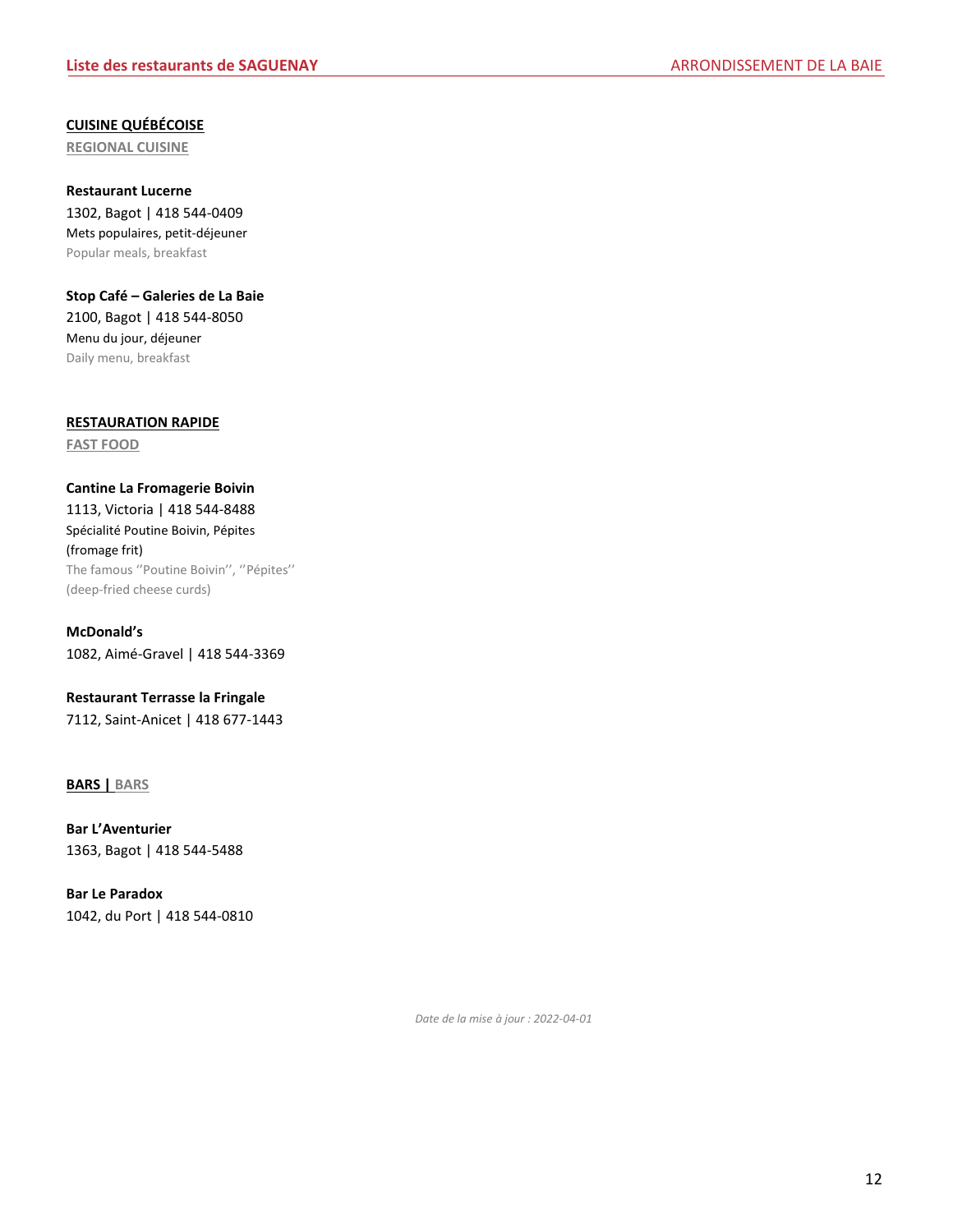## CUISINE QUÉBÉCOISE

**REGIONAL CUISINE**

**Restaurant Lucerne**
1302, Bagot | 418 544-0409
Mets populaires, petit-déjeuner
Popular meals, breakfast

**Stop Café – Galeries de La Baie**
2100, Bagot | 418 544-8050
Menu du jour, déjeuner
Daily menu, breakfast

## RESTAURATION RAPIDE

**FAST FOOD**

**Cantine La Fromagerie Boivin**
1113, Victoria | 418 544-8488
Spécialité Poutine Boivin, Pépites (fromage frit)
The famous ''Poutine Boivin'', ''Pépites'' (deep-fried cheese curds)

**McDonald's**
1082, Aimé-Gravel | 418 544-3369

**Restaurant Terrasse la Fringale**
7112, Saint-Anicet | 418 677-1443

## BARS | BARS

**Bar L'Aventurier**
1363, Bagot | 418 544-5488

**Bar Le Paradox**
1042, du Port | 418 544-0810

*Date de la mise à jour : 2022-04-01*